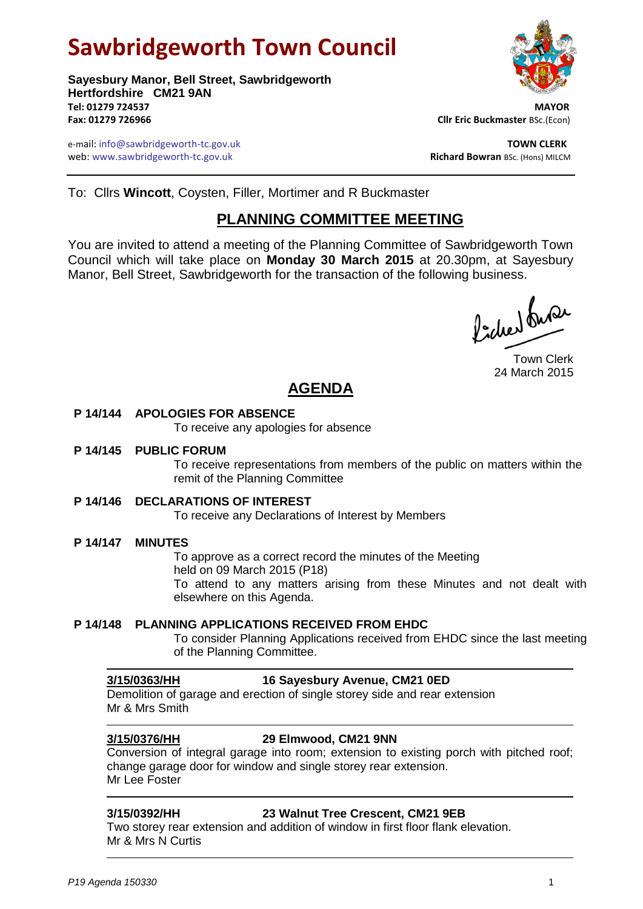# Sawbridgeworth Town Council

**Sayesbury Manor, Bell Street, Sawbridgeworth**
**Hertfordshire CM21 9AN**
**Tel: 01279 724537**
**Fax: 01279 726966**

e-mail: info@sawbridgeworth-tc.gov.uk
web: www.sawbridgeworth-tc.gov.uk

**MAYOR**
**Cllr Eric Buckmaster** BSc.(Econ)

**TOWN CLERK**
**Richard Bowran** BSc. (Hons) MILCM

---

To: Cllrs **Wincott**, Coysten, Filler, Mortimer and R Buckmaster

## PLANNING COMMITTEE MEETING

You are invited to attend a meeting of the Planning Committee of Sawbridgeworth Town Council which will take place on **Monday 30 March 2015** at 20.30pm, at Sayesbury Manor, Bell Street, Sawbridgeworth for the transaction of the following business.

Town Clerk
24 March 2015

## AGENDA

**P 14/144 APOLOGIES FOR ABSENCE**

To receive any apologies for absence

**P 14/145 PUBLIC FORUM**

To receive representations from members of the public on matters within the remit of the Planning Committee

**P 14/146 DECLARATIONS OF INTEREST**

To receive any Declarations of Interest by Members

**P 14/147 MINUTES**

To approve as a correct record the minutes of the Meeting held on 09 March 2015 (P18)
To attend to any matters arising from these Minutes and not dealt with elsewhere on this Agenda.

**P 14/148 PLANNING APPLICATIONS RECEIVED FROM EHDC**

To consider Planning Applications received from EHDC since the last meeting of the Planning Committee.

---

**3/15/0363/HH** **16 Sayesbury Avenue, CM21 0ED**
Demolition of garage and erection of single storey side and rear extension
Mr & Mrs Smith

---

**3/15/0376/HH** **29 Elmwood, CM21 9NN**
Conversion of integral garage into room; extension to existing porch with pitched roof; change garage door for window and single storey rear extension.
Mr Lee Foster

---

**3/15/0392/HH** **23 Walnut Tree Crescent, CM21 9EB**
Two storey rear extension and addition of window in first floor flank elevation.
Mr & Mrs N Curtis

---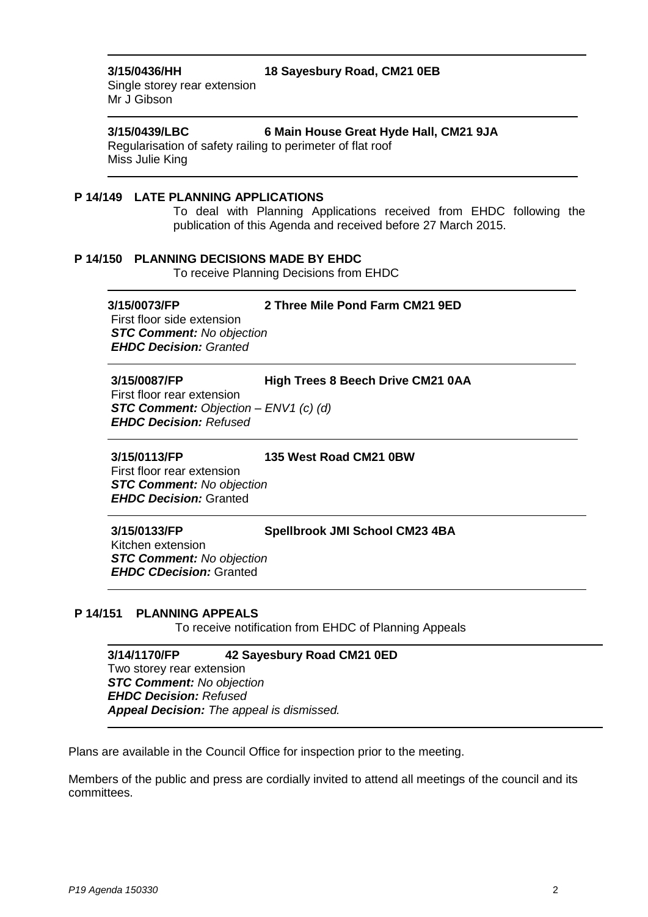**3/15/0436/HH** **18 Sayesbury Road, CM21 0EB**
Single storey rear extension
Mr J Gibson

---

**3/15/0439/LBC** **6 Main House Great Hyde Hall, CM21 9JA**
Regularisation of safety railing to perimeter of flat roof
Miss Julie King

---

**P 14/149 LATE PLANNING APPLICATIONS**

To deal with Planning Applications received from EHDC following the publication of this Agenda and received before 27 March 2015.

**P 14/150 PLANNING DECISIONS MADE BY EHDC**

To receive Planning Decisions from EHDC

---

**3/15/0073/FP** **2 Three Mile Pond Farm CM21 9ED**
First floor side extension
***STC Comment:*** *No objection*
***EHDC Decision:*** *Granted*

---

**3/15/0087/FP** **High Trees 8 Beech Drive CM21 0AA**
First floor rear extension
***STC Comment:*** *Objection – ENV1 (c) (d)*
***EHDC Decision:*** *Refused*

---

**3/15/0113/FP** **135 West Road CM21 0BW**
First floor rear extension
***STC Comment:*** *No objection*
***EHDC Decision:*** Granted

---

**3/15/0133/FP** **Spellbrook JMI School CM23 4BA**
Kitchen extension
***STC Comment:*** *No objection*
***EHDC CDecision:*** Granted

---

**P 14/151 PLANNING APPEALS**

To receive notification from EHDC of Planning Appeals

---

**3/14/1170/FP** **42 Sayesbury Road CM21 0ED**
Two storey rear extension
***STC Comment:*** *No objection*
***EHDC Decision:*** *Refused*
***Appeal Decision:*** *The appeal is dismissed.*

---

Plans are available in the Council Office for inspection prior to the meeting.

Members of the public and press are cordially invited to attend all meetings of the council and its committees.